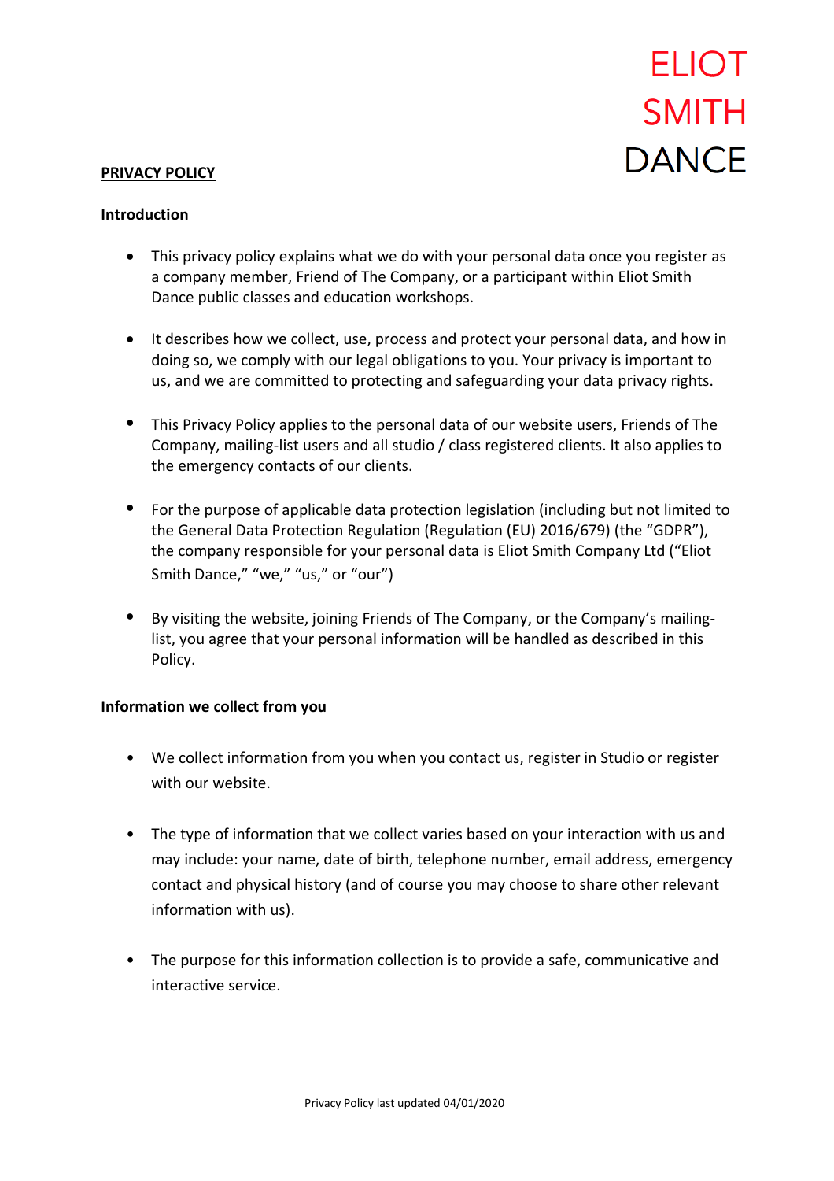ELIOT
SMITH
DANCE

# PRIVACY POLICY

## Introduction

- This privacy policy explains what we do with your personal data once you register as a company member, Friend of The Company, or a participant within Eliot Smith Dance public classes and education workshops.

- It describes how we collect, use, process and protect your personal data, and how in doing so, we comply with our legal obligations to you. Your privacy is important to us, and we are committed to protecting and safeguarding your data privacy rights.

- This Privacy Policy applies to the personal data of our website users, Friends of The Company, mailing-list users and all studio / class registered clients. It also applies to the emergency contacts of our clients.

- For the purpose of applicable data protection legislation (including but not limited to the General Data Protection Regulation (Regulation (EU) 2016/679) (the "GDPR"), the company responsible for your personal data is Eliot Smith Company Ltd ("Eliot Smith Dance," "we," "us," or "our")

- By visiting the website, joining Friends of The Company, or the Company's mailing-list, you agree that your personal information will be handled as described in this Policy.

## Information we collect from you

- We collect information from you when you contact us, register in Studio or register with our website.

- The type of information that we collect varies based on your interaction with us and may include: your name, date of birth, telephone number, email address, emergency contact and physical history (and of course you may choose to share other relevant information with us).

- The purpose for this information collection is to provide a safe, communicative and interactive service.

Privacy Policy last updated 04/01/2020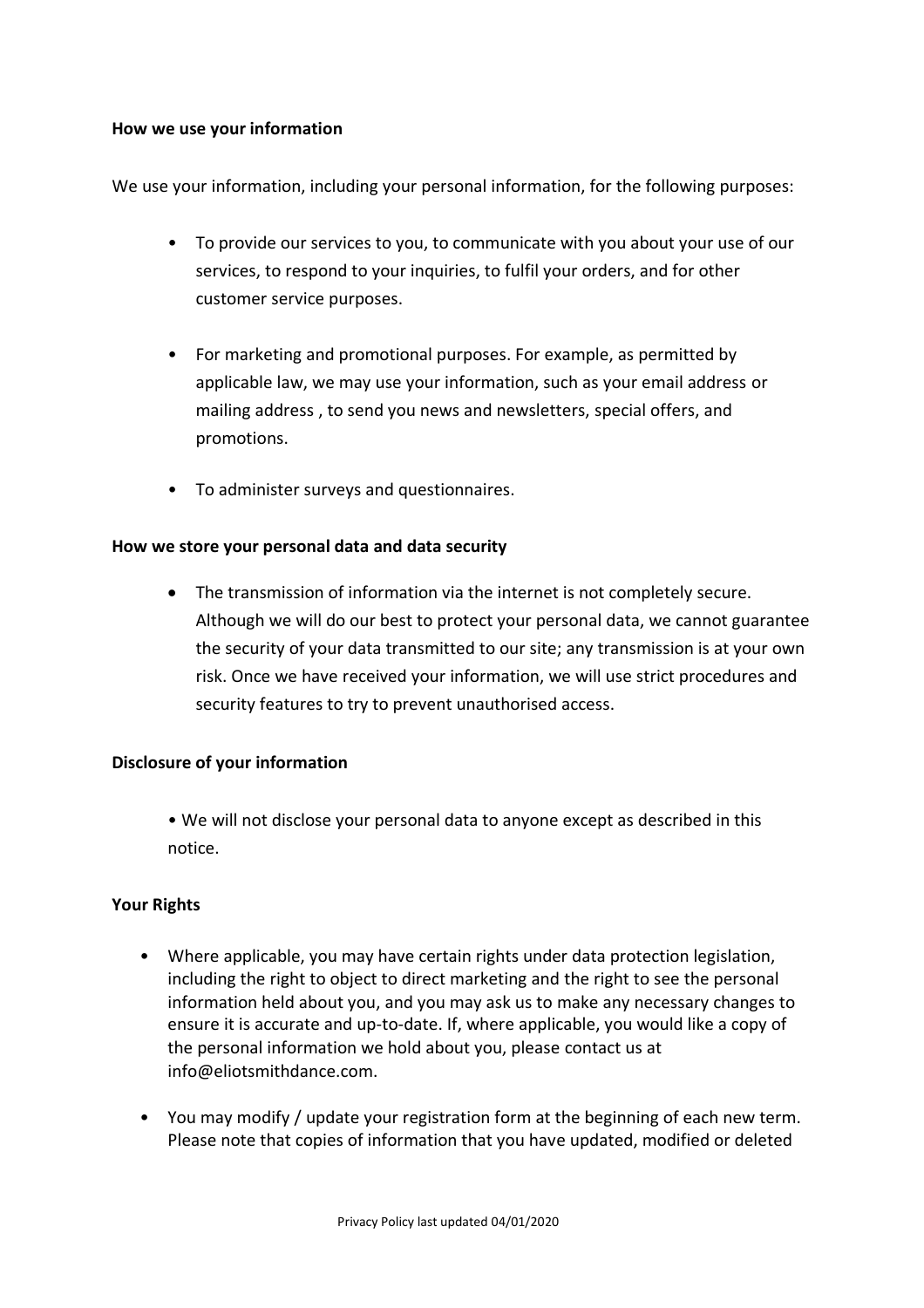**How we use your information**

We use your information, including your personal information, for the following purposes:

- To provide our services to you, to communicate with you about your use of our services, to respond to your inquiries, to fulfil your orders, and for other customer service purposes.
- For marketing and promotional purposes. For example, as permitted by applicable law, we may use your information, such as your email address or mailing address , to send you news and newsletters, special offers, and promotions.
- To administer surveys and questionnaires.

**How we store your personal data and data security**

- The transmission of information via the internet is not completely secure. Although we will do our best to protect your personal data, we cannot guarantee the security of your data transmitted to our site; any transmission is at your own risk. Once we have received your information, we will use strict procedures and security features to try to prevent unauthorised access.

**Disclosure of your information**

- We will not disclose your personal data to anyone except as described in this notice.

**Your Rights**

- Where applicable, you may have certain rights under data protection legislation, including the right to object to direct marketing and the right to see the personal information held about you, and you may ask us to make any necessary changes to ensure it is accurate and up-to-date. If, where applicable, you would like a copy of the personal information we hold about you, please contact us at info@eliotsmithdance.com.
- You may modify / update your registration form at the beginning of each new term. Please note that copies of information that you have updated, modified or deleted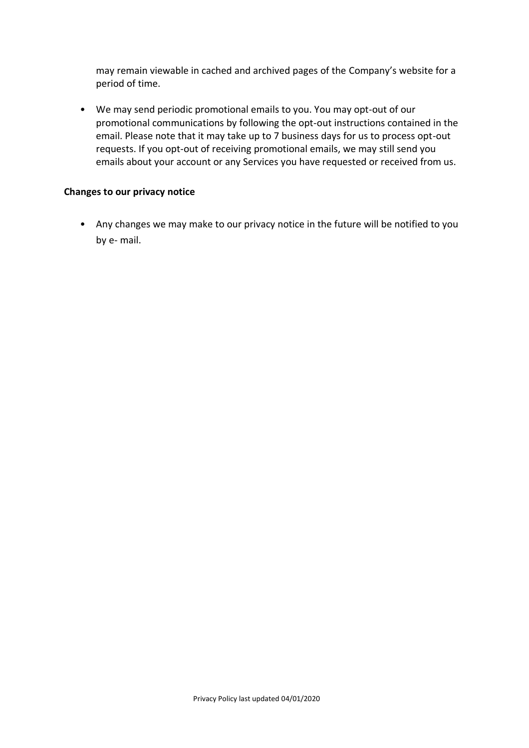may remain viewable in cached and archived pages of the Company's website for a period of time.

- We may send periodic promotional emails to you. You may opt-out of our promotional communications by following the opt-out instructions contained in the email. Please note that it may take up to 7 business days for us to process opt-out requests. If you opt-out of receiving promotional emails, we may still send you emails about your account or any Services you have requested or received from us.

**Changes to our privacy notice**

- Any changes we may make to our privacy notice in the future will be notified to you by e- mail.

Privacy Policy last updated 04/01/2020